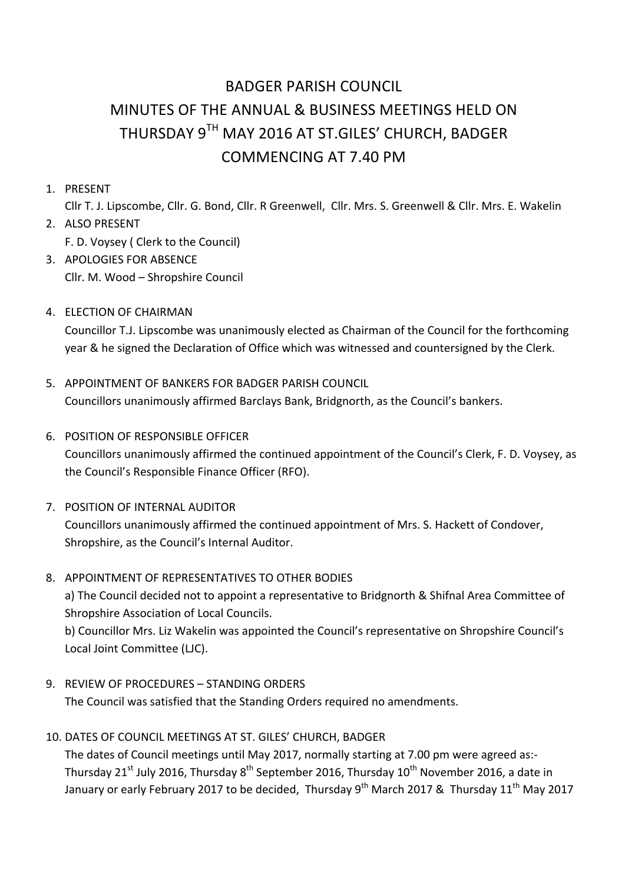# BADGER PARISH COUNCIL
# MINUTES OF THE ANNUAL & BUSINESS MEETINGS HELD ON THURSDAY 9TH MAY 2016 AT ST.GILES' CHURCH, BADGER COMMENCING AT 7.40 PM

1. PRESENT
   Cllr T. J. Lipscombe, Cllr. G. Bond, Cllr. R Greenwell, Cllr. Mrs. S. Greenwell & Cllr. Mrs. E. Wakelin
2. ALSO PRESENT
   F. D. Voysey ( Clerk to the Council)
3. APOLOGIES FOR ABSENCE
   Cllr. M. Wood – Shropshire Council
4. ELECTION OF CHAIRMAN
   Councillor T.J. Lipscombe was unanimously elected as Chairman of the Council for the forthcoming year & he signed the Declaration of Office which was witnessed and countersigned by the Clerk.
5. APPOINTMENT OF BANKERS FOR BADGER PARISH COUNCIL
   Councillors unanimously affirmed Barclays Bank, Bridgnorth, as the Council's bankers.
6. POSITION OF RESPONSIBLE OFFICER
   Councillors unanimously affirmed the continued appointment of the Council's Clerk, F. D. Voysey, as the Council's Responsible Finance Officer (RFO).
7. POSITION OF INTERNAL AUDITOR
   Councillors unanimously affirmed the continued appointment of Mrs. S. Hackett of Condover, Shropshire, as the Council's Internal Auditor.
8. APPOINTMENT OF REPRESENTATIVES TO OTHER BODIES
   a) The Council decided not to appoint a representative to Bridgnorth & Shifnal Area Committee of Shropshire Association of Local Councils.
   b) Councillor Mrs. Liz Wakelin was appointed the Council's representative on Shropshire Council's Local Joint Committee (LJC).
9. REVIEW OF PROCEDURES – STANDING ORDERS
   The Council was satisfied that the Standing Orders required no amendments.
10. DATES OF COUNCIL MEETINGS AT ST. GILES' CHURCH, BADGER
    The dates of Council meetings until May 2017, normally starting at 7.00 pm were agreed as:- Thursday 21st July 2016, Thursday 8th September 2016, Thursday 10th November 2016, a date in January or early February 2017 to be decided, Thursday 9th March 2017 & Thursday 11th May 2017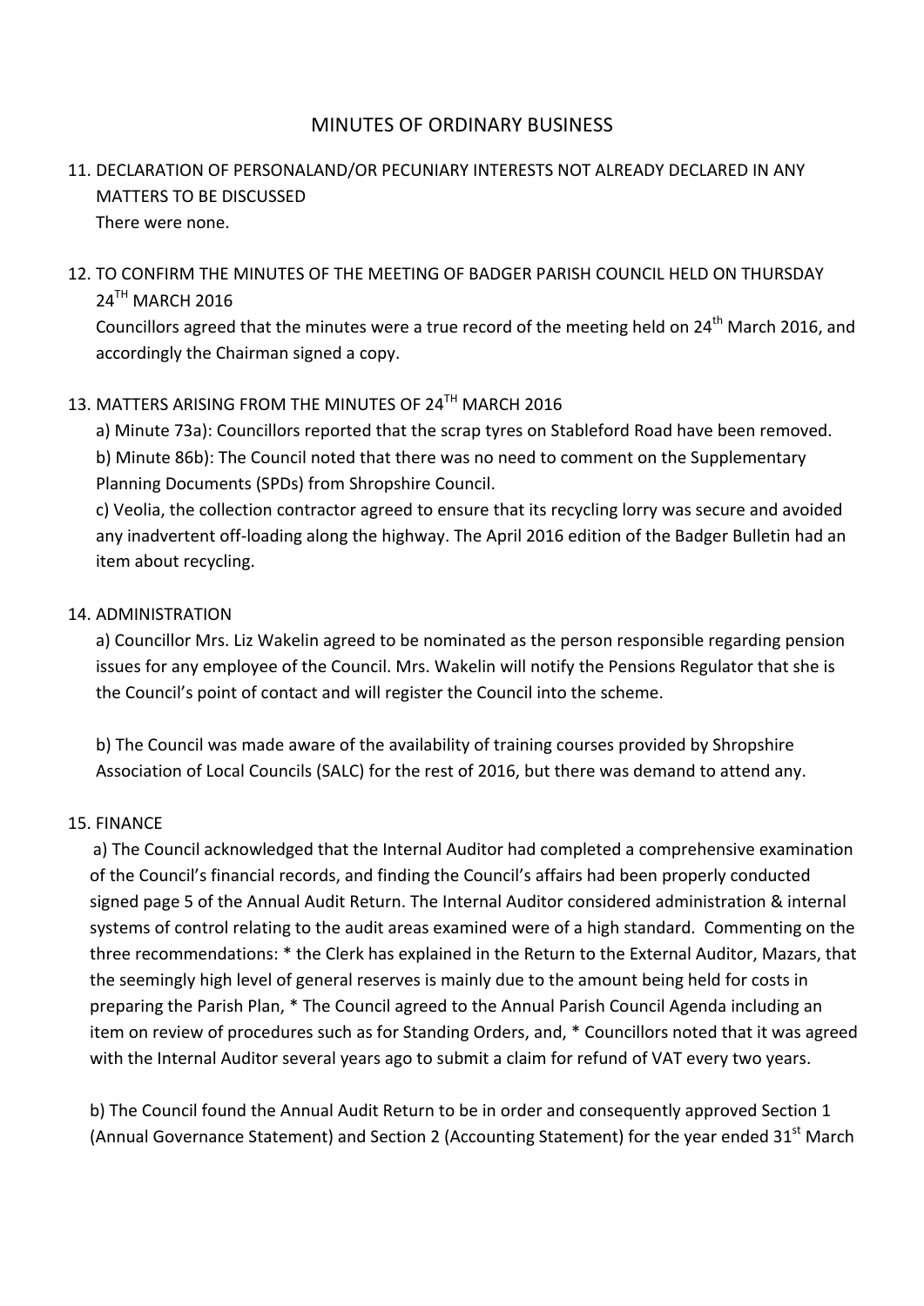# MINUTES OF ORDINARY BUSINESS

11. DECLARATION OF PERSONALAND/OR PECUNIARY INTERESTS NOT ALREADY DECLARED IN ANY MATTERS TO BE DISCUSSED
    There were none.

12. TO CONFIRM THE MINUTES OF THE MEETING OF BADGER PARISH COUNCIL HELD ON THURSDAY 24TH MARCH 2016
    Councillors agreed that the minutes were a true record of the meeting held on 24th March 2016, and accordingly the Chairman signed a copy.

13. MATTERS ARISING FROM THE MINUTES OF 24TH MARCH 2016
    a) Minute 73a): Councillors reported that the scrap tyres on Stableford Road have been removed.
    b) Minute 86b): The Council noted that there was no need to comment on the Supplementary Planning Documents (SPDs) from Shropshire Council.
    c) Veolia, the collection contractor agreed to ensure that its recycling lorry was secure and avoided any inadvertent off-loading along the highway. The April 2016 edition of the Badger Bulletin had an item about recycling.

14. ADMINISTRATION
    a) Councillor Mrs. Liz Wakelin agreed to be nominated as the person responsible regarding pension issues for any employee of the Council. Mrs. Wakelin will notify the Pensions Regulator that she is the Council's point of contact and will register the Council into the scheme.

    b) The Council was made aware of the availability of training courses provided by Shropshire Association of Local Councils (SALC) for the rest of 2016, but there was demand to attend any.

15. FINANCE
    a) The Council acknowledged that the Internal Auditor had completed a comprehensive examination of the Council's financial records, and finding the Council's affairs had been properly conducted signed page 5 of the Annual Audit Return. The Internal Auditor considered administration & internal systems of control relating to the audit areas examined were of a high standard. Commenting on the three recommendations: * the Clerk has explained in the Return to the External Auditor, Mazars, that the seemingly high level of general reserves is mainly due to the amount being held for costs in preparing the Parish Plan, * The Council agreed to the Annual Parish Council Agenda including an item on review of procedures such as for Standing Orders, and, * Councillors noted that it was agreed with the Internal Auditor several years ago to submit a claim for refund of VAT every two years.

    b) The Council found the Annual Audit Return to be in order and consequently approved Section 1 (Annual Governance Statement) and Section 2 (Accounting Statement) for the year ended 31st March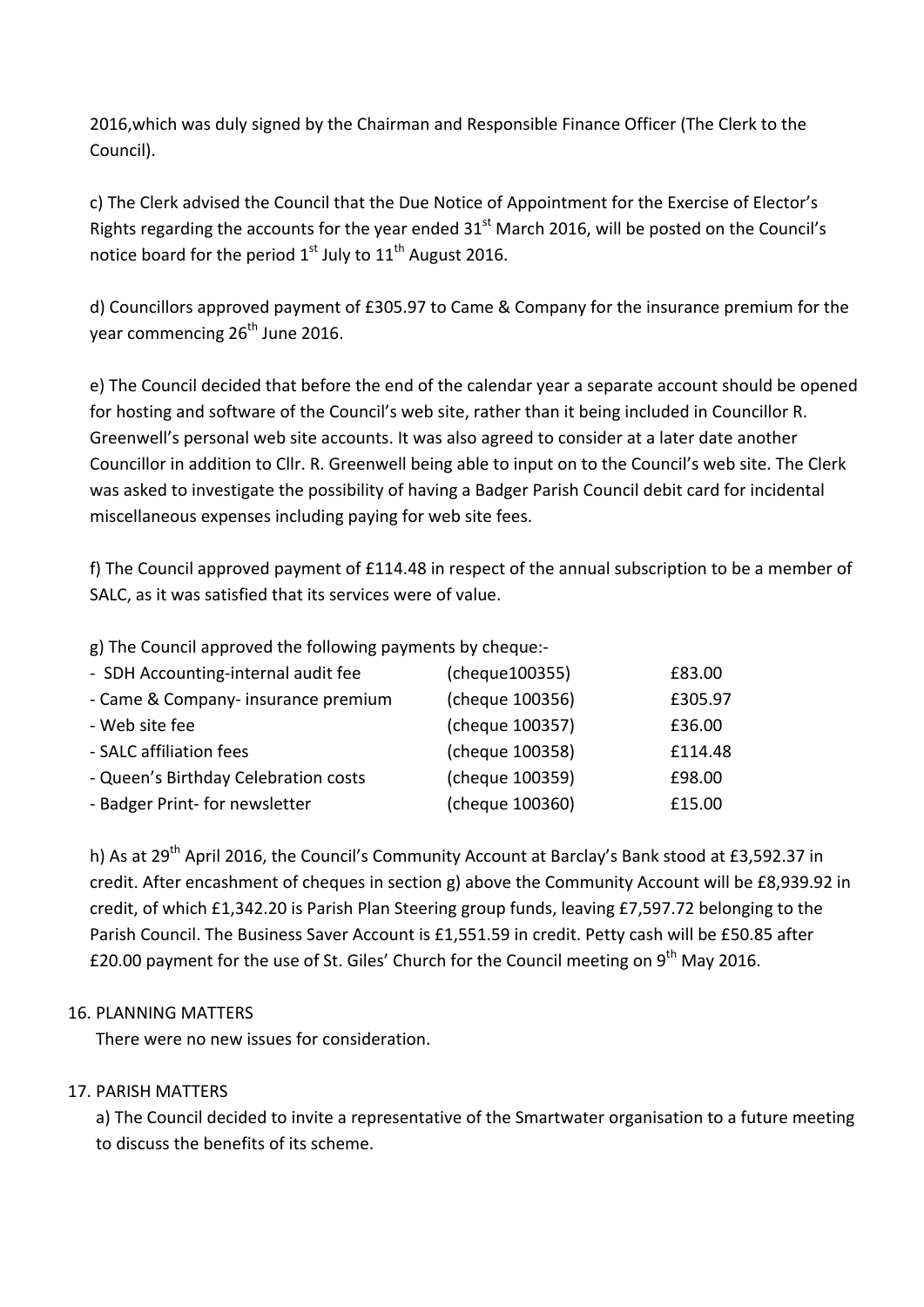2016,which was duly signed by the Chairman and Responsible Finance Officer (The Clerk to the Council).

c) The Clerk advised the Council that the Due Notice of Appointment for the Exercise of Elector's Rights regarding the accounts for the year ended 31st March 2016, will be posted on the Council's notice board for the period 1st July to 11th August 2016.

d) Councillors approved payment of £305.97 to Came & Company for the insurance premium for the year commencing 26th June 2016.

e) The Council decided that before the end of the calendar year a separate account should be opened for hosting and software of the Council's web site, rather than it being included in Councillor R. Greenwell's personal web site accounts. It was also agreed to consider at a later date another Councillor in addition to Cllr. R. Greenwell being able to input on to the Council's web site. The Clerk was asked to investigate the possibility of having a Badger Parish Council debit card for incidental miscellaneous expenses including paying for web site fees.

f) The Council approved payment of £114.48 in respect of the annual subscription to be a member of SALC, as it was satisfied that its services were of value.

g) The Council approved the following payments by cheque:-

| | | |
|---|---|---|
| - SDH Accounting-internal audit fee | (cheque100355) | £83.00 |
| - Came & Company- insurance premium | (cheque 100356) | £305.97 |
| - Web site fee | (cheque 100357) | £36.00 |
| - SALC affiliation fees | (cheque 100358) | £114.48 |
| - Queen's Birthday Celebration costs | (cheque 100359) | £98.00 |
| - Badger Print- for newsletter | (cheque 100360) | £15.00 |

h) As at 29th April 2016, the Council's Community Account at Barclay's Bank stood at £3,592.37 in credit. After encashment of cheques in section g) above the Community Account will be £8,939.92 in credit, of which £1,342.20 is Parish Plan Steering group funds, leaving £7,597.72 belonging to the Parish Council. The Business Saver Account is £1,551.59 in credit. Petty cash will be £50.85 after £20.00 payment for the use of St. Giles' Church for the Council meeting on 9th May 2016.

16. PLANNING MATTERS

There were no new issues for consideration.

17. PARISH MATTERS

a) The Council decided to invite a representative of the Smartwater organisation to a future meeting to discuss the benefits of its scheme.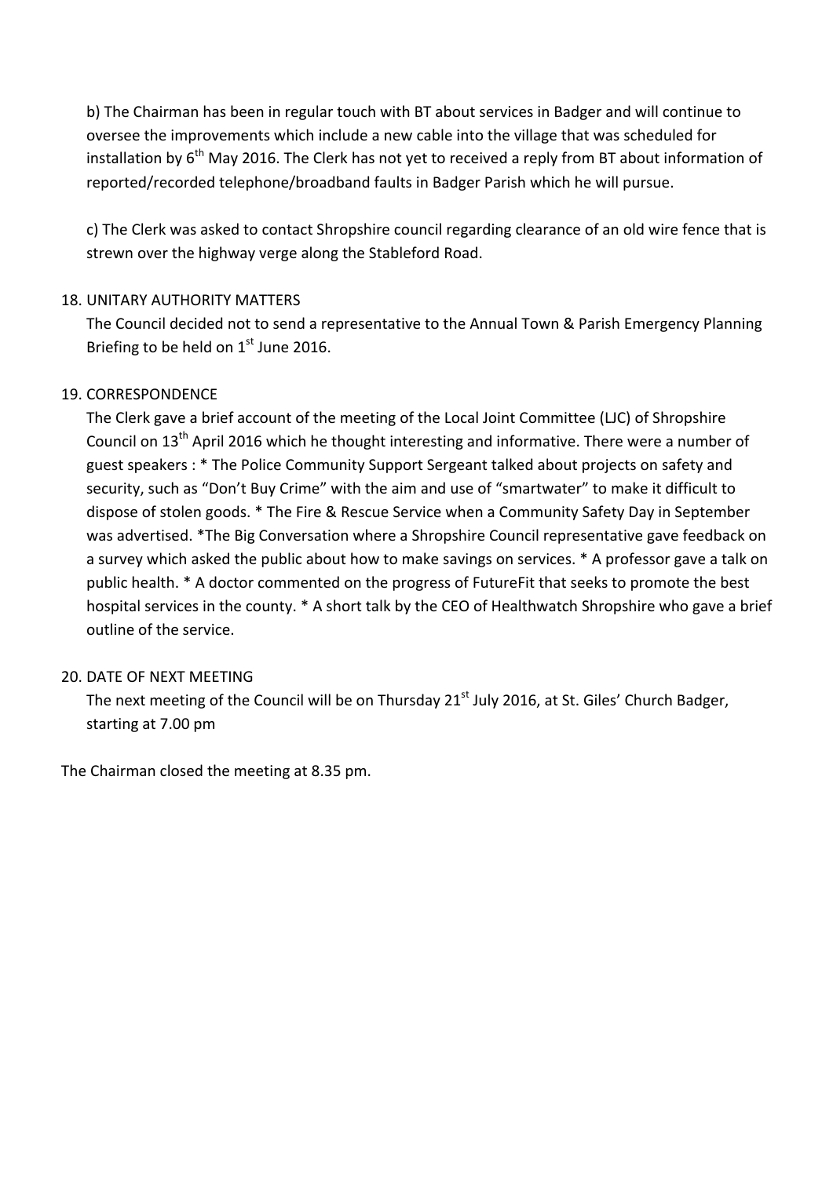b) The Chairman has been in regular touch with BT about services in Badger and will continue to oversee the improvements which include a new cable into the village that was scheduled for installation by 6th May 2016. The Clerk has not yet to received a reply from BT about information of reported/recorded telephone/broadband faults in Badger Parish which he will pursue.

c) The Clerk was asked to contact Shropshire council regarding clearance of an old wire fence that is strewn over the highway verge along the Stableford Road.

18. UNITARY AUTHORITY MATTERS

The Council decided not to send a representative to the Annual Town & Parish Emergency Planning Briefing to be held on 1st June 2016.

19. CORRESPONDENCE

The Clerk gave a brief account of the meeting of the Local Joint Committee (LJC) of Shropshire Council on 13th April 2016 which he thought interesting and informative. There were a number of guest speakers : * The Police Community Support Sergeant talked about projects on safety and security, such as "Don't Buy Crime" with the aim and use of "smartwater" to make it difficult to dispose of stolen goods. * The Fire & Rescue Service when a Community Safety Day in September was advertised. *The Big Conversation where a Shropshire Council representative gave feedback on a survey which asked the public about how to make savings on services. * A professor gave a talk on public health. * A doctor commented on the progress of FutureFit that seeks to promote the best hospital services in the county. * A short talk by the CEO of Healthwatch Shropshire who gave a brief outline of the service.

20. DATE OF NEXT MEETING

The next meeting of the Council will be on Thursday 21st July 2016, at St. Giles' Church Badger, starting at 7.00 pm

The Chairman closed the meeting at 8.35 pm.